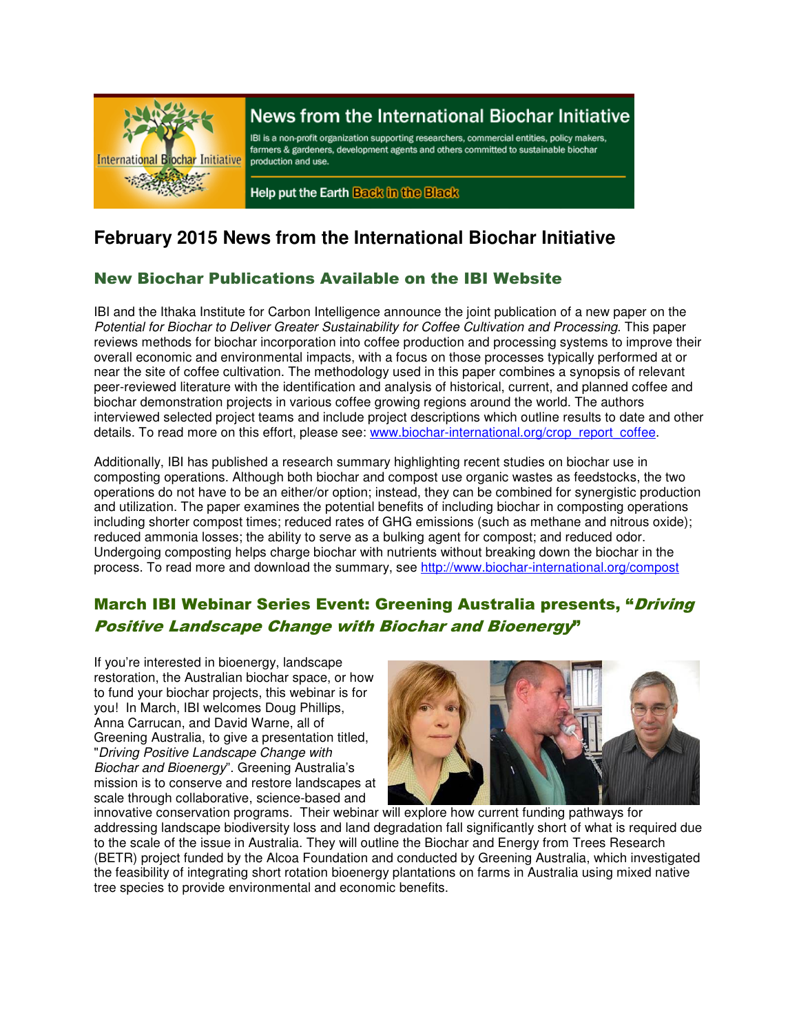# News from the International Biochar Initiative

IBI is a non-profit organization supporting researchers, commercial entities, policy makers, farmers & gardeners, development agents and others committed to sustainable biochar production and use.

Help put the Earth Back in the Black

# February 2015 News from the International Biochar Initiative

## New Biochar Publications Available on the IBI Website

IBI and the Ithaka Institute for Carbon Intelligence announce the joint publication of a new paper on the *Potential for Biochar to Deliver Greater Sustainability for Coffee Cultivation and Processing*. This paper reviews methods for biochar incorporation into coffee production and processing systems to improve their overall economic and environmental impacts, with a focus on those processes typically performed at or near the site of coffee cultivation. The methodology used in this paper combines a synopsis of relevant peer-reviewed literature with the identification and analysis of historical, current, and planned coffee and biochar demonstration projects in various coffee growing regions around the world. The authors interviewed selected project teams and include project descriptions which outline results to date and other details. To read more on this effort, please see: [www.biochar-international.org/crop_report_coffee](www.biochar-international.org/crop_report_coffee).

Additionally, IBI has published a research summary highlighting recent studies on biochar use in composting operations. Although both biochar and compost use organic wastes as feedstocks, the two operations do not have to be an either/or option; instead, they can be combined for synergistic production and utilization. The paper examines the potential benefits of including biochar in composting operations including shorter compost times; reduced rates of GHG emissions (such as methane and nitrous oxide); reduced ammonia losses; the ability to serve as a bulking agent for compost; and reduced odor. Undergoing composting helps charge biochar with nutrients without breaking down the biochar in the process. To read more and download the summary, see [http://www.biochar-international.org/compost](http://www.biochar-international.org/compost)

## March IBI Webinar Series Event: Greening Australia presents, "*Driving Positive Landscape Change with Biochar and Bioenergy*"

If you're interested in bioenergy, landscape restoration, the Australian biochar space, or how to fund your biochar projects, this webinar is for you! In March, IBI welcomes Doug Phillips, Anna Carrucan, and David Warne, all of Greening Australia, to give a presentation titled, "*Driving Positive Landscape Change with Biochar and Bioenergy*". Greening Australia's mission is to conserve and restore landscapes at scale through collaborative, science-based and innovative conservation programs. Their webinar will explore how current funding pathways for addressing landscape biodiversity loss and land degradation fall significantly short of what is required due to the scale of the issue in Australia. They will outline the Biochar and Energy from Trees Research (BETR) project funded by the Alcoa Foundation and conducted by Greening Australia, which investigated the feasibility of integrating short rotation bioenergy plantations on farms in Australia using mixed native tree species to provide environmental and economic benefits.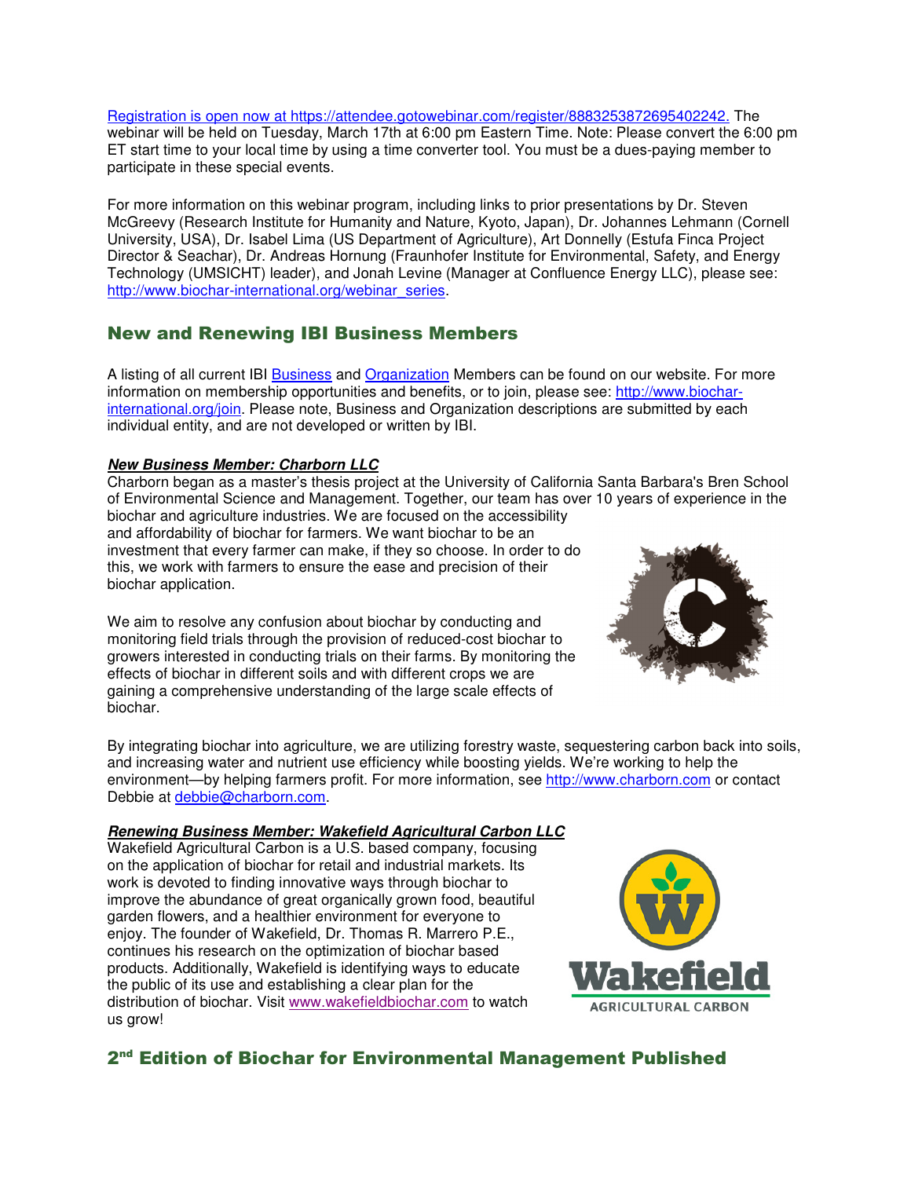Registration is open now at https://attendee.gotowebinar.com/register/8883253872695402242. The webinar will be held on Tuesday, March 17th at 6:00 pm Eastern Time. Note: Please convert the 6:00 pm ET start time to your local time by using a time converter tool. You must be a dues-paying member to participate in these special events.

For more information on this webinar program, including links to prior presentations by Dr. Steven McGreevy (Research Institute for Humanity and Nature, Kyoto, Japan), Dr. Johannes Lehmann (Cornell University, USA), Dr. Isabel Lima (US Department of Agriculture), Art Donnelly (Estufa Finca Project Director & Seachar), Dr. Andreas Hornung (Fraunhofer Institute for Environmental, Safety, and Energy Technology (UMSICHT) leader), and Jonah Levine (Manager at Confluence Energy LLC), please see: http://www.biochar-international.org/webinar_series.

## New and Renewing IBI Business Members

A listing of all current IBI Business and Organization Members can be found on our website. For more information on membership opportunities and benefits, or to join, please see: http://www.biochar-international.org/join. Please note, Business and Organization descriptions are submitted by each individual entity, and are not developed or written by IBI.

***New Business Member: Charborn LLC***

Charborn began as a master's thesis project at the University of California Santa Barbara's Bren School of Environmental Science and Management. Together, our team has over 10 years of experience in the biochar and agriculture industries. We are focused on the accessibility and affordability of biochar for farmers. We want biochar to be an investment that every farmer can make, if they so choose. In order to do this, we work with farmers to ensure the ease and precision of their biochar application.

We aim to resolve any confusion about biochar by conducting and monitoring field trials through the provision of reduced-cost biochar to growers interested in conducting trials on their farms. By monitoring the effects of biochar in different soils and with different crops we are gaining a comprehensive understanding of the large scale effects of biochar.

By integrating biochar into agriculture, we are utilizing forestry waste, sequestering carbon back into soils, and increasing water and nutrient use efficiency while boosting yields. We're working to help the environment—by helping farmers profit. For more information, see http://www.charborn.com or contact Debbie at debbie@charborn.com.

***Renewing Business Member: Wakefield Agricultural Carbon LLC***

Wakefield Agricultural Carbon is a U.S. based company, focusing on the application of biochar for retail and industrial markets. Its work is devoted to finding innovative ways through biochar to improve the abundance of great organically grown food, beautiful garden flowers, and a healthier environment for everyone to enjoy. The founder of Wakefield, Dr. Thomas R. Marrero P.E., continues his research on the optimization of biochar based products. Additionally, Wakefield is identifying ways to educate the public of its use and establishing a clear plan for the distribution of biochar. Visit www.wakefieldbiochar.com to watch us grow!

## 2nd Edition of Biochar for Environmental Management Published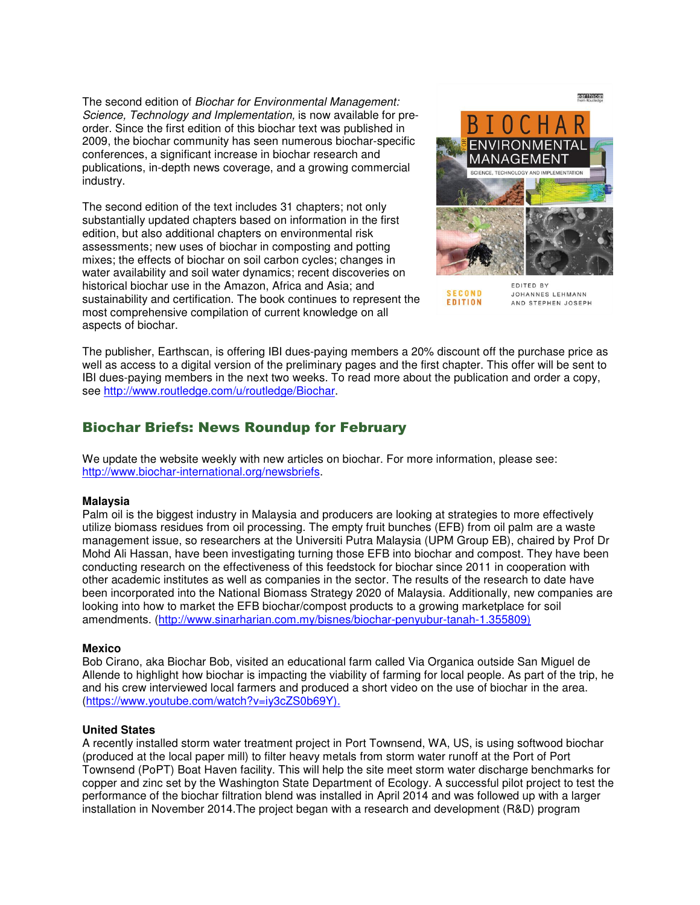The second edition of *Biochar for Environmental Management: Science, Technology and Implementation,* is now available for pre-order. Since the first edition of this biochar text was published in 2009, the biochar community has seen numerous biochar-specific conferences, a significant increase in biochar research and publications, in-depth news coverage, and a growing commercial industry.

The second edition of the text includes 31 chapters; not only substantially updated chapters based on information in the first edition, but also additional chapters on environmental risk assessments; new uses of biochar in composting and potting mixes; the effects of biochar on soil carbon cycles; changes in water availability and soil water dynamics; recent discoveries on historical biochar use in the Amazon, Africa and Asia; and sustainability and certification. The book continues to represent the most comprehensive compilation of current knowledge on all aspects of biochar.

The publisher, Earthscan, is offering IBI dues-paying members a 20% discount off the purchase price as well as access to a digital version of the preliminary pages and the first chapter. This offer will be sent to IBI dues-paying members in the next two weeks. To read more about the publication and order a copy, see http://www.routledge.com/u/routledge/Biochar.

## Biochar Briefs: News Roundup for February

We update the website weekly with new articles on biochar. For more information, please see: http://www.biochar-international.org/newsbriefs.

**Malaysia**
Palm oil is the biggest industry in Malaysia and producers are looking at strategies to more effectively utilize biomass residues from oil processing. The empty fruit bunches (EFB) from oil palm are a waste management issue, so researchers at the Universiti Putra Malaysia (UPM Group EB), chaired by Prof Dr Mohd Ali Hassan, have been investigating turning those EFB into biochar and compost. They have been conducting research on the effectiveness of this feedstock for biochar since 2011 in cooperation with other academic institutes as well as companies in the sector. The results of the research to date have been incorporated into the National Biomass Strategy 2020 of Malaysia. Additionally, new companies are looking into how to market the EFB biochar/compost products to a growing marketplace for soil amendments. (http://www.sinarharian.com.my/bisnes/biochar-penyubur-tanah-1.355809)

**Mexico**
Bob Cirano, aka Biochar Bob, visited an educational farm called Via Organica outside San Miguel de Allende to highlight how biochar is impacting the viability of farming for local people. As part of the trip, he and his crew interviewed local farmers and produced a short video on the use of biochar in the area. (https://www.youtube.com/watch?v=iy3cZS0b69Y).

**United States**
A recently installed storm water treatment project in Port Townsend, WA, US, is using softwood biochar (produced at the local paper mill) to filter heavy metals from storm water runoff at the Port of Port Townsend (PoPT) Boat Haven facility. This will help the site meet storm water discharge benchmarks for copper and zinc set by the Washington State Department of Ecology. A successful pilot project to test the performance of the biochar filtration blend was installed in April 2014 and was followed up with a larger installation in November 2014.The project began with a research and development (R&D) program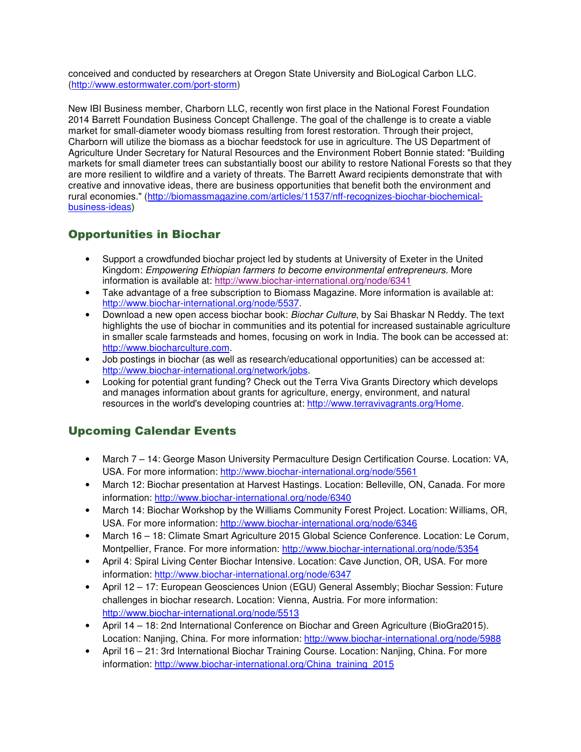conceived and conducted by researchers at Oregon State University and BioLogical Carbon LLC. (http://www.estormwater.com/port-storm)

New IBI Business member, Charborn LLC, recently won first place in the National Forest Foundation 2014 Barrett Foundation Business Concept Challenge. The goal of the challenge is to create a viable market for small-diameter woody biomass resulting from forest restoration. Through their project, Charborn will utilize the biomass as a biochar feedstock for use in agriculture. The US Department of Agriculture Under Secretary for Natural Resources and the Environment Robert Bonnie stated: "Building markets for small diameter trees can substantially boost our ability to restore National Forests so that they are more resilient to wildfire and a variety of threats. The Barrett Award recipients demonstrate that with creative and innovative ideas, there are business opportunities that benefit both the environment and rural economies." (http://biomassmagazine.com/articles/11537/nff-recognizes-biochar-biochemical-business-ideas)

## Opportunities in Biochar

- Support a crowdfunded biochar project led by students at University of Exeter in the United Kingdom: *Empowering Ethiopian farmers to become environmental entrepreneurs*. More information is available at: http://www.biochar-international.org/node/6341
- Take advantage of a free subscription to Biomass Magazine. More information is available at: http://www.biochar-international.org/node/5537.
- Download a new open access biochar book: *Biochar Culture*, by Sai Bhaskar N Reddy. The text highlights the use of biochar in communities and its potential for increased sustainable agriculture in smaller scale farmsteads and homes, focusing on work in India. The book can be accessed at: http://www.biocharculture.com.
- Job postings in biochar (as well as research/educational opportunities) can be accessed at: http://www.biochar-international.org/network/jobs.
- Looking for potential grant funding? Check out the Terra Viva Grants Directory which develops and manages information about grants for agriculture, energy, environment, and natural resources in the world's developing countries at: http://www.terravivagrants.org/Home.

## Upcoming Calendar Events

- March 7 – 14: George Mason University Permaculture Design Certification Course. Location: VA, USA. For more information: http://www.biochar-international.org/node/5561
- March 12: Biochar presentation at Harvest Hastings. Location: Belleville, ON, Canada. For more information: http://www.biochar-international.org/node/6340
- March 14: Biochar Workshop by the Williams Community Forest Project. Location: Williams, OR, USA. For more information: http://www.biochar-international.org/node/6346
- March 16 – 18: Climate Smart Agriculture 2015 Global Science Conference. Location: Le Corum, Montpellier, France. For more information: http://www.biochar-international.org/node/5354
- April 4: Spiral Living Center Biochar Intensive. Location: Cave Junction, OR, USA. For more information: http://www.biochar-international.org/node/6347
- April 12 – 17: European Geosciences Union (EGU) General Assembly; Biochar Session: Future challenges in biochar research. Location: Vienna, Austria. For more information: http://www.biochar-international.org/node/5513
- April 14 – 18: 2nd International Conference on Biochar and Green Agriculture (BioGra2015). Location: Nanjing, China. For more information: http://www.biochar-international.org/node/5988
- April 16 – 21: 3rd International Biochar Training Course. Location: Nanjing, China. For more information: http://www.biochar-international.org/China_training_2015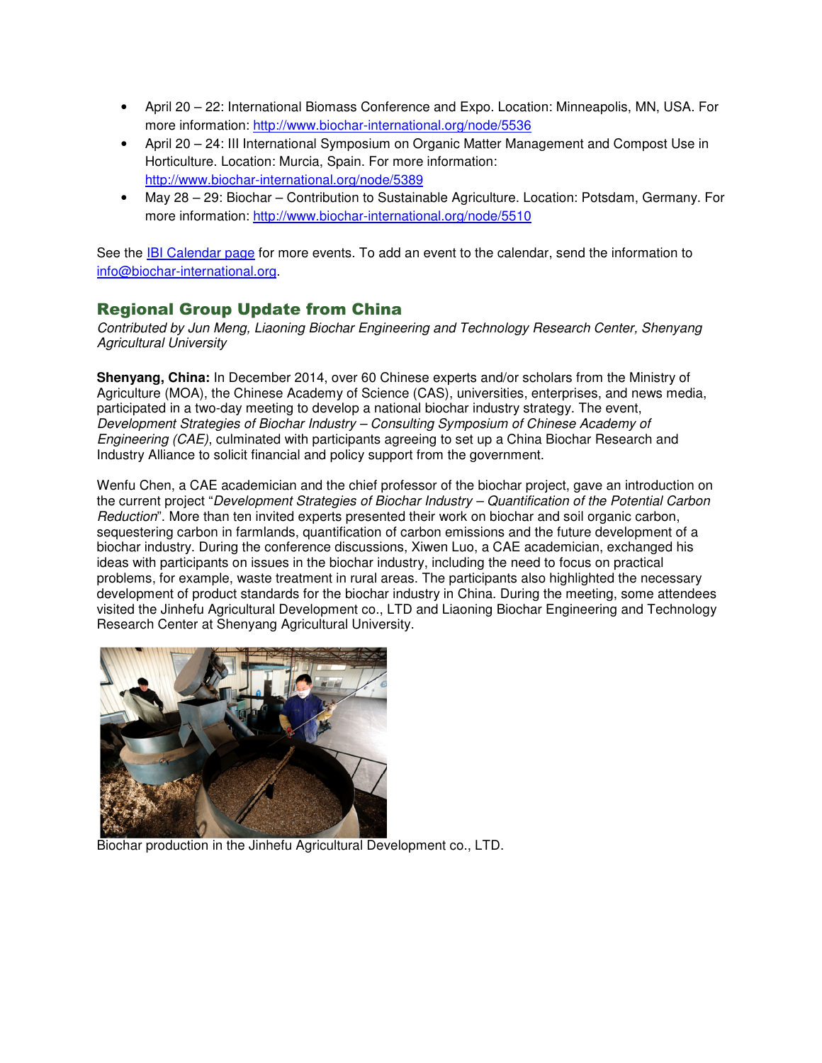- April 20 – 22: International Biomass Conference and Expo. Location: Minneapolis, MN, USA. For more information: http://www.biochar-international.org/node/5536
- April 20 – 24: III International Symposium on Organic Matter Management and Compost Use in Horticulture. Location: Murcia, Spain. For more information: http://www.biochar-international.org/node/5389
- May 28 – 29: Biochar – Contribution to Sustainable Agriculture. Location: Potsdam, Germany. For more information: http://www.biochar-international.org/node/5510

See the IBI Calendar page for more events. To add an event to the calendar, send the information to info@biochar-international.org.

## Regional Group Update from China

*Contributed by Jun Meng, Liaoning Biochar Engineering and Technology Research Center, Shenyang Agricultural University*

**Shenyang, China:** In December 2014, over 60 Chinese experts and/or scholars from the Ministry of Agriculture (MOA), the Chinese Academy of Science (CAS), universities, enterprises, and news media, participated in a two-day meeting to develop a national biochar industry strategy. The event, *Development Strategies of Biochar Industry – Consulting Symposium of Chinese Academy of Engineering (CAE)*, culminated with participants agreeing to set up a China Biochar Research and Industry Alliance to solicit financial and policy support from the government.

Wenfu Chen, a CAE academician and the chief professor of the biochar project, gave an introduction on the current project "*Development Strategies of Biochar Industry – Quantification of the Potential Carbon Reduction*". More than ten invited experts presented their work on biochar and soil organic carbon, sequestering carbon in farmlands, quantification of carbon emissions and the future development of a biochar industry. During the conference discussions, Xiwen Luo, a CAE academician, exchanged his ideas with participants on issues in the biochar industry, including the need to focus on practical problems, for example, waste treatment in rural areas. The participants also highlighted the necessary development of product standards for the biochar industry in China. During the meeting, some attendees visited the Jinhefu Agricultural Development co., LTD and Liaoning Biochar Engineering and Technology Research Center at Shenyang Agricultural University.

Biochar production in the Jinhefu Agricultural Development co., LTD.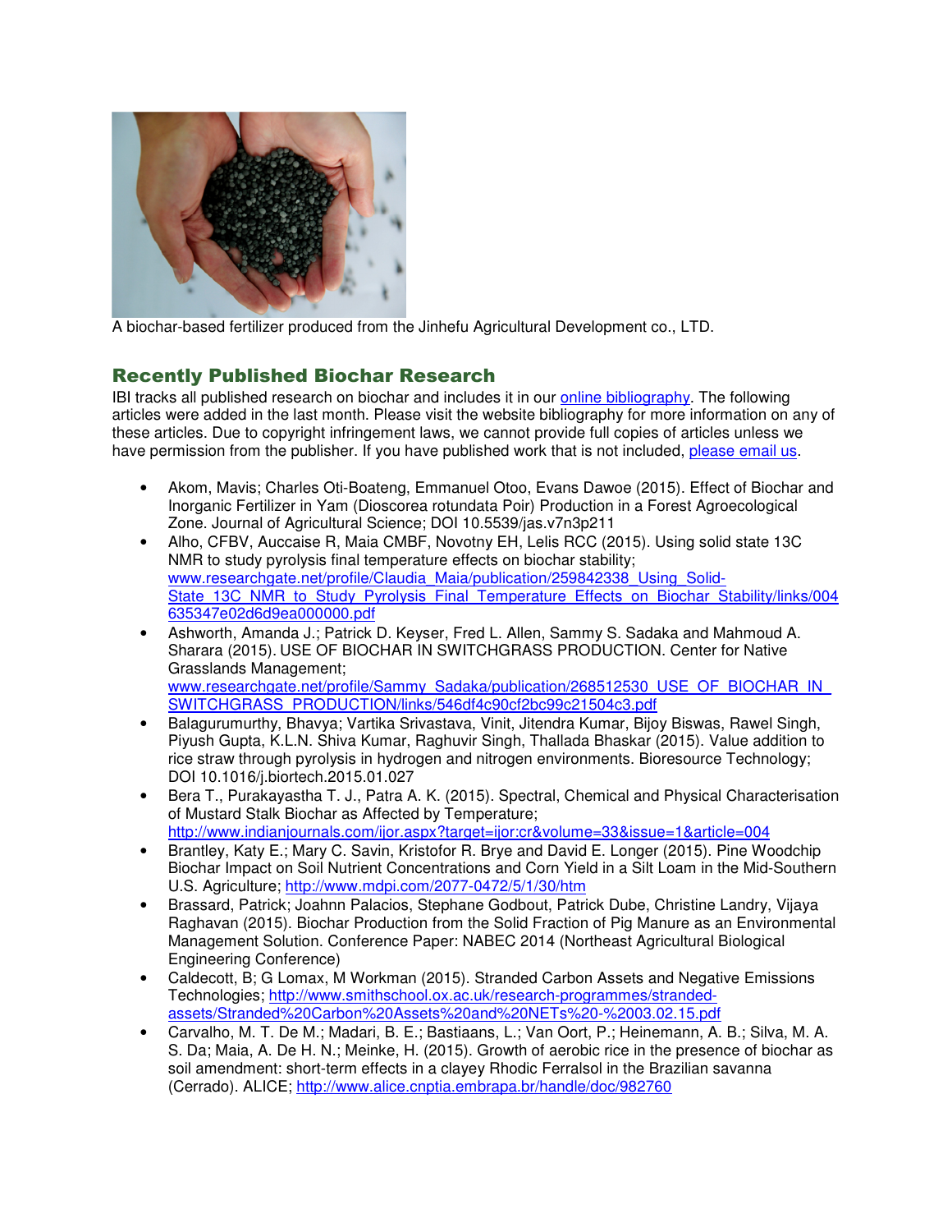A biochar-based fertilizer produced from the Jinhefu Agricultural Development co., LTD.

## Recently Published Biochar Research

IBI tracks all published research on biochar and includes it in our online bibliography. The following articles were added in the last month. Please visit the website bibliography for more information on any of these articles. Due to copyright infringement laws, we cannot provide full copies of articles unless we have permission from the publisher. If you have published work that is not included, please email us.

- Akom, Mavis; Charles Oti-Boateng, Emmanuel Otoo, Evans Dawoe (2015). Effect of Biochar and Inorganic Fertilizer in Yam (Dioscorea rotundata Poir) Production in a Forest Agroecological Zone. Journal of Agricultural Science; DOI 10.5539/jas.v7n3p211
- Alho, CFBV, Auccaise R, Maia CMBF, Novotny EH, Lelis RCC (2015). Using solid state 13C NMR to study pyrolysis final temperature effects on biochar stability; www.researchgate.net/profile/Claudia_Maia/publication/259842338_Using_Solid-State_13C_NMR_to_Study_Pyrolysis_Final_Temperature_Effects_on_Biochar_Stability/links/004635347e02d6d9ea000000.pdf
- Ashworth, Amanda J.; Patrick D. Keyser, Fred L. Allen, Sammy S. Sadaka and Mahmoud A. Sharara (2015). USE OF BIOCHAR IN SWITCHGRASS PRODUCTION. Center for Native Grasslands Management; www.researchgate.net/profile/Sammy_Sadaka/publication/268512530_USE_OF_BIOCHAR_IN_SWITCHGRASS_PRODUCTION/links/546df4c90cf2bc99c21504c3.pdf
- Balagurumurthy, Bhavya; Vartika Srivastava, Vinit, Jitendra Kumar, Bijoy Biswas, Rawel Singh, Piyush Gupta, K.L.N. Shiva Kumar, Raghuvir Singh, Thallada Bhaskar (2015). Value addition to rice straw through pyrolysis in hydrogen and nitrogen environments. Bioresource Technology; DOI 10.1016/j.biortech.2015.01.027
- Bera T., Purakayastha T. J., Patra A. K. (2015). Spectral, Chemical and Physical Characterisation of Mustard Stalk Biochar as Affected by Temperature; http://www.indianjournals.com/ijor.aspx?target=ijor:cr&volume=33&issue=1&article=004
- Brantley, Katy E.; Mary C. Savin, Kristofor R. Brye and David E. Longer (2015). Pine Woodchip Biochar Impact on Soil Nutrient Concentrations and Corn Yield in a Silt Loam in the Mid-Southern U.S. Agriculture; http://www.mdpi.com/2077-0472/5/1/30/htm
- Brassard, Patrick; Joahnn Palacios, Stephane Godbout, Patrick Dube, Christine Landry, Vijaya Raghavan (2015). Biochar Production from the Solid Fraction of Pig Manure as an Environmental Management Solution. Conference Paper: NABEC 2014 (Northeast Agricultural Biological Engineering Conference)
- Caldecott, B; G Lomax, M Workman (2015). Stranded Carbon Assets and Negative Emissions Technologies; http://www.smithschool.ox.ac.uk/research-programmes/stranded-assets/Stranded%20Carbon%20Assets%20and%20NETs%20-%2003.02.15.pdf
- Carvalho, M. T. De M.; Madari, B. E.; Bastiaans, L.; Van Oort, P.; Heinemann, A. B.; Silva, M. A. S. Da; Maia, A. De H. N.; Meinke, H. (2015). Growth of aerobic rice in the presence of biochar as soil amendment: short-term effects in a clayey Rhodic Ferralsol in the Brazilian savanna (Cerrado). ALICE; http://www.alice.cnptia.embrapa.br/handle/doc/982760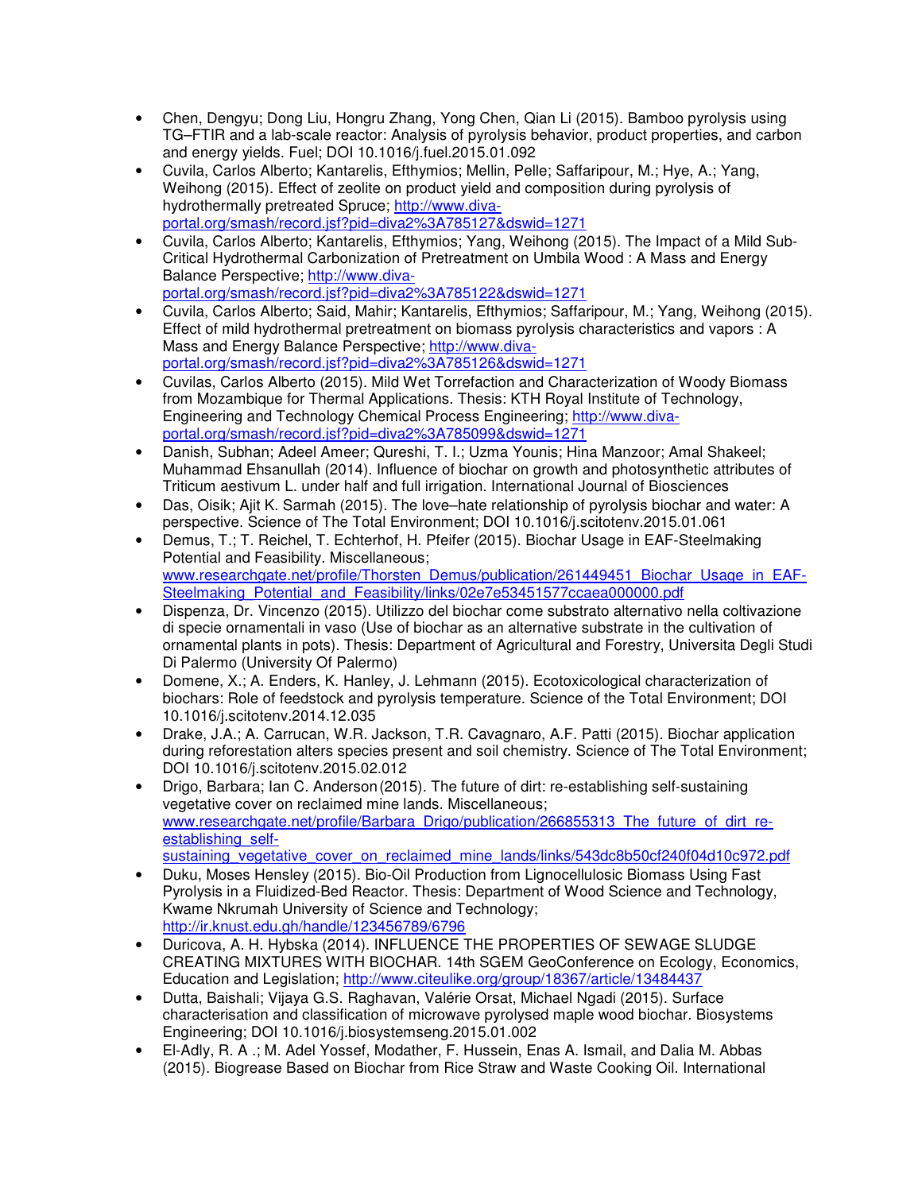- Chen, Dengyu; Dong Liu, Hongru Zhang, Yong Chen, Qian Li (2015). Bamboo pyrolysis using TG–FTIR and a lab-scale reactor: Analysis of pyrolysis behavior, product properties, and carbon and energy yields. Fuel; DOI 10.1016/j.fuel.2015.01.092
- Cuvila, Carlos Alberto; Kantarelis, Efthymios; Mellin, Pelle; Saffaripour, M.; Hye, A.; Yang, Weihong (2015). Effect of zeolite on product yield and composition during pyrolysis of hydrothermally pretreated Spruce; http://www.diva-portal.org/smash/record.jsf?pid=diva2%3A785127&dswid=1271
- Cuvila, Carlos Alberto; Kantarelis, Efthymios; Yang, Weihong (2015). The Impact of a Mild Sub-Critical Hydrothermal Carbonization of Pretreatment on Umbila Wood : A Mass and Energy Balance Perspective; http://www.diva-portal.org/smash/record.jsf?pid=diva2%3A785122&dswid=1271
- Cuvila, Carlos Alberto; Said, Mahir; Kantarelis, Efthymios; Saffaripour, M.; Yang, Weihong (2015). Effect of mild hydrothermal pretreatment on biomass pyrolysis characteristics and vapors : A Mass and Energy Balance Perspective; http://www.diva-portal.org/smash/record.jsf?pid=diva2%3A785126&dswid=1271
- Cuvilas, Carlos Alberto (2015). Mild Wet Torrefaction and Characterization of Woody Biomass from Mozambique for Thermal Applications. Thesis: KTH Royal Institute of Technology, Engineering and Technology Chemical Process Engineering; http://www.diva-portal.org/smash/record.jsf?pid=diva2%3A785099&dswid=1271
- Danish, Subhan; Adeel Ameer; Qureshi, T. I.; Uzma Younis; Hina Manzoor; Amal Shakeel; Muhammad Ehsanullah (2014). Influence of biochar on growth and photosynthetic attributes of Triticum aestivum L. under half and full irrigation. International Journal of Biosciences
- Das, Oisik; Ajit K. Sarmah (2015). The love–hate relationship of pyrolysis biochar and water: A perspective. Science of The Total Environment; DOI 10.1016/j.scitotenv.2015.01.061
- Demus, T.; T. Reichel, T. Echterhof, H. Pfeifer (2015). Biochar Usage in EAF-Steelmaking Potential and Feasibility. Miscellaneous; www.researchgate.net/profile/Thorsten_Demus/publication/261449451_Biochar_Usage_in_EAF-Steelmaking_Potential_and_Feasibility/links/02e7e53451577ccaea000000.pdf
- Dispenza, Dr. Vincenzo (2015). Utilizzo del biochar come substrato alternativo nella coltivazione di specie ornamentali in vaso (Use of biochar as an alternative substrate in the cultivation of ornamental plants in pots). Thesis: Department of Agricultural and Forestry, Universita Degli Studi Di Palermo (University Of Palermo)
- Domene, X.; A. Enders, K. Hanley, J. Lehmann (2015). Ecotoxicological characterization of biochars: Role of feedstock and pyrolysis temperature. Science of the Total Environment; DOI 10.1016/j.scitotenv.2014.12.035
- Drake, J.A.; A. Carrucan, W.R. Jackson, T.R. Cavagnaro, A.F. Patti (2015). Biochar application during reforestation alters species present and soil chemistry. Science of The Total Environment; DOI 10.1016/j.scitotenv.2015.02.012
- Drigo, Barbara; Ian C. Anderson (2015). The future of dirt: re-establishing self-sustaining vegetative cover on reclaimed mine lands. Miscellaneous; www.researchgate.net/profile/Barbara_Drigo/publication/266855313_The_future_of_dirt_re-establishing_self-sustaining_vegetative_cover_on_reclaimed_mine_lands/links/543dc8b50cf240f04d10c972.pdf
- Duku, Moses Hensley (2015). Bio-Oil Production from Lignocellulosic Biomass Using Fast Pyrolysis in a Fluidized-Bed Reactor. Thesis: Department of Wood Science and Technology, Kwame Nkrumah University of Science and Technology; http://ir.knust.edu.gh/handle/123456789/6796
- Duricova, A. H. Hybska (2014). INFLUENCE THE PROPERTIES OF SEWAGE SLUDGE CREATING MIXTURES WITH BIOCHAR. 14th SGEM GeoConference on Ecology, Economics, Education and Legislation; http://www.citeulike.org/group/18367/article/13484437
- Dutta, Baishali; Vijaya G.S. Raghavan, Valérie Orsat, Michael Ngadi (2015). Surface characterisation and classification of microwave pyrolysed maple wood biochar. Biosystems Engineering; DOI 10.1016/j.biosystemseng.2015.01.002
- El-Adly, R. A .; M. Adel Yossef, Modather, F. Hussein, Enas A. Ismail, and Dalia M. Abbas (2015). Biogrease Based on Biochar from Rice Straw and Waste Cooking Oil. International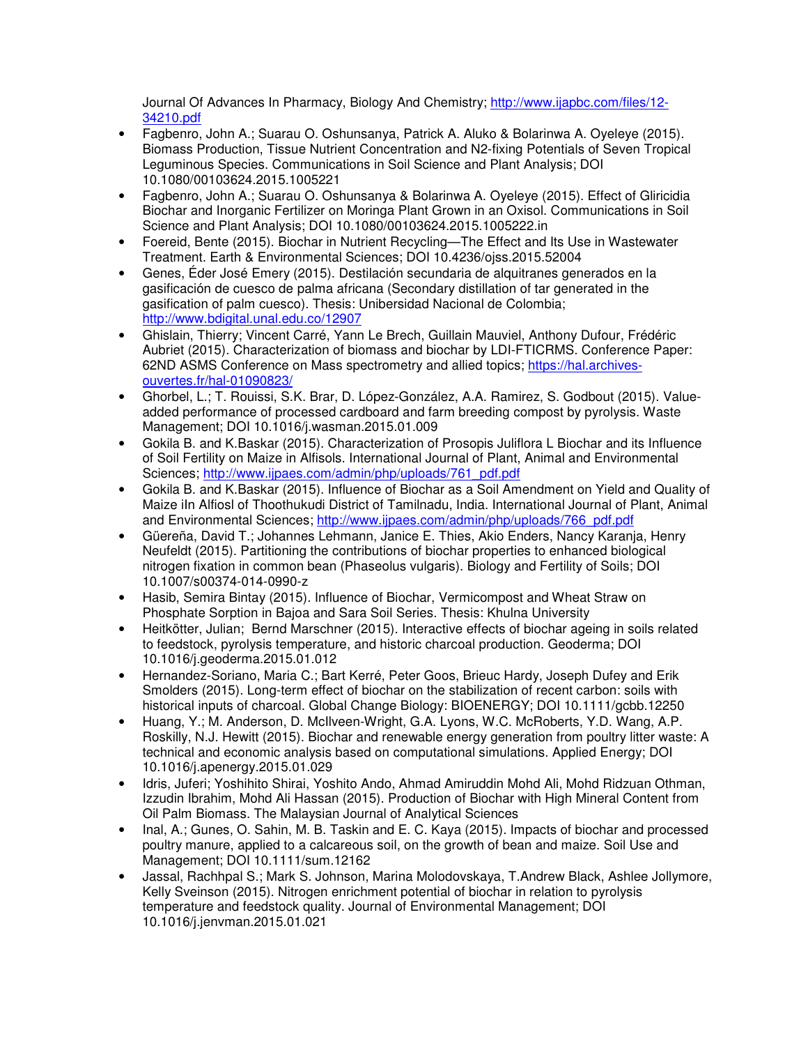Journal Of Advances In Pharmacy, Biology And Chemistry; http://www.ijapbc.com/files/12-34210.pdf

- Fagbenro, John A.; Suarau O. Oshunsanya, Patrick A. Aluko & Bolarinwa A. Oyeleye (2015). Biomass Production, Tissue Nutrient Concentration and N2-fixing Potentials of Seven Tropical Leguminous Species. Communications in Soil Science and Plant Analysis; DOI 10.1080/00103624.2015.1005221
- Fagbenro, John A.; Suarau O. Oshunsanya & Bolarinwa A. Oyeleye (2015). Effect of Gliricidia Biochar and Inorganic Fertilizer on Moringa Plant Grown in an Oxisol. Communications in Soil Science and Plant Analysis; DOI 10.1080/00103624.2015.1005222.in
- Foereid, Bente (2015). Biochar in Nutrient Recycling—The Effect and Its Use in Wastewater Treatment. Earth & Environmental Sciences; DOI 10.4236/ojss.2015.52004
- Genes, Éder José Emery (2015). Destilación secundaria de alquitranes generados en la gasificación de cuesco de palma africana (Secondary distillation of tar generated in the gasification of palm cuesco). Thesis: Unibersidad Nacional de Colombia; http://www.bdigital.unal.edu.co/12907
- Ghislain, Thierry; Vincent Carré, Yann Le Brech, Guillain Mauviel, Anthony Dufour, Frédéric Aubriet (2015). Characterization of biomass and biochar by LDI-FTICRMS. Conference Paper: 62ND ASMS Conference on Mass spectrometry and allied topics; https://hal.archives-ouvertes.fr/hal-01090823/
- Ghorbel, L.; T. Rouissi, S.K. Brar, D. López-González, A.A. Ramirez, S. Godbout (2015). Value-added performance of processed cardboard and farm breeding compost by pyrolysis. Waste Management; DOI 10.1016/j.wasman.2015.01.009
- Gokila B. and K.Baskar (2015). Characterization of Prosopis Juliflora L Biochar and its Influence of Soil Fertility on Maize in Alfisols. International Journal of Plant, Animal and Environmental Sciences; http://www.ijpaes.com/admin/php/uploads/761_pdf.pdf
- Gokila B. and K.Baskar (2015). Influence of Biochar as a Soil Amendment on Yield and Quality of Maize iIn Alfiosl of Thoothukudi District of Tamilnadu, India. International Journal of Plant, Animal and Environmental Sciences; http://www.ijpaes.com/admin/php/uploads/766_pdf.pdf
- Güereña, David T.; Johannes Lehmann, Janice E. Thies, Akio Enders, Nancy Karanja, Henry Neufeldt (2015). Partitioning the contributions of biochar properties to enhanced biological nitrogen fixation in common bean (Phaseolus vulgaris). Biology and Fertility of Soils; DOI 10.1007/s00374-014-0990-z
- Hasib, Semira Bintay (2015). Influence of Biochar, Vermicompost and Wheat Straw on Phosphate Sorption in Bajoa and Sara Soil Series. Thesis: Khulna University
- Heitkötter, Julian; Bernd Marschner (2015). Interactive effects of biochar ageing in soils related to feedstock, pyrolysis temperature, and historic charcoal production. Geoderma; DOI 10.1016/j.geoderma.2015.01.012
- Hernandez-Soriano, Maria C.; Bart Kerré, Peter Goos, Brieuc Hardy, Joseph Dufey and Erik Smolders (2015). Long-term effect of biochar on the stabilization of recent carbon: soils with historical inputs of charcoal. Global Change Biology: BIOENERGY; DOI 10.1111/gcbb.12250
- Huang, Y.; M. Anderson, D. McIlveen-Wright, G.A. Lyons, W.C. McRoberts, Y.D. Wang, A.P. Roskilly, N.J. Hewitt (2015). Biochar and renewable energy generation from poultry litter waste: A technical and economic analysis based on computational simulations. Applied Energy; DOI 10.1016/j.apenergy.2015.01.029
- Idris, Juferi; Yoshihito Shirai, Yoshito Ando, Ahmad Amiruddin Mohd Ali, Mohd Ridzuan Othman, Izzudin Ibrahim, Mohd Ali Hassan (2015). Production of Biochar with High Mineral Content from Oil Palm Biomass. The Malaysian Journal of Analytical Sciences
- Inal, A.; Gunes, O. Sahin, M. B. Taskin and E. C. Kaya (2015). Impacts of biochar and processed poultry manure, applied to a calcareous soil, on the growth of bean and maize. Soil Use and Management; DOI 10.1111/sum.12162
- Jassal, Rachhpal S.; Mark S. Johnson, Marina Molodovskaya, T.Andrew Black, Ashlee Jollymore, Kelly Sveinson (2015). Nitrogen enrichment potential of biochar in relation to pyrolysis temperature and feedstock quality. Journal of Environmental Management; DOI 10.1016/j.jenvman.2015.01.021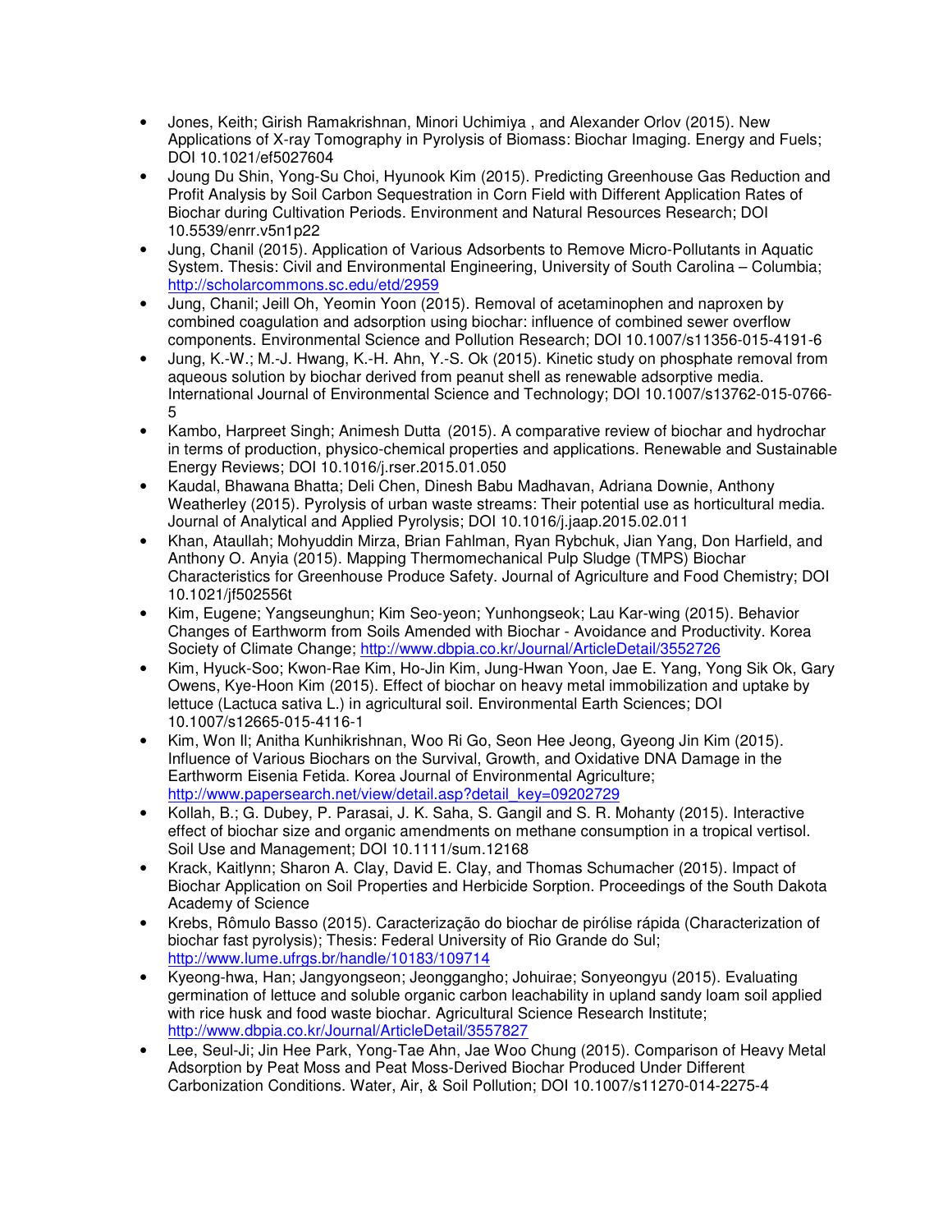- Jones, Keith; Girish Ramakrishnan, Minori Uchimiya , and Alexander Orlov (2015). New Applications of X-ray Tomography in Pyrolysis of Biomass: Biochar Imaging. Energy and Fuels; DOI 10.1021/ef5027604
- Joung Du Shin, Yong-Su Choi, Hyunook Kim (2015). Predicting Greenhouse Gas Reduction and Profit Analysis by Soil Carbon Sequestration in Corn Field with Different Application Rates of Biochar during Cultivation Periods. Environment and Natural Resources Research; DOI 10.5539/enrr.v5n1p22
- Jung, Chanil (2015). Application of Various Adsorbents to Remove Micro-Pollutants in Aquatic System. Thesis: Civil and Environmental Engineering, University of South Carolina – Columbia; http://scholarcommons.sc.edu/etd/2959
- Jung, Chanil; Jeill Oh, Yeomin Yoon (2015). Removal of acetaminophen and naproxen by combined coagulation and adsorption using biochar: influence of combined sewer overflow components. Environmental Science and Pollution Research; DOI 10.1007/s11356-015-4191-6
- Jung, K.-W.; M.-J. Hwang, K.-H. Ahn, Y.-S. Ok (2015). Kinetic study on phosphate removal from aqueous solution by biochar derived from peanut shell as renewable adsorptive media. International Journal of Environmental Science and Technology; DOI 10.1007/s13762-015-0766-5
- Kambo, Harpreet Singh; Animesh Dutta (2015). A comparative review of biochar and hydrochar in terms of production, physico-chemical properties and applications. Renewable and Sustainable Energy Reviews; DOI 10.1016/j.rser.2015.01.050
- Kaudal, Bhawana Bhatta; Deli Chen, Dinesh Babu Madhavan, Adriana Downie, Anthony Weatherley (2015). Pyrolysis of urban waste streams: Their potential use as horticultural media. Journal of Analytical and Applied Pyrolysis; DOI 10.1016/j.jaap.2015.02.011
- Khan, Ataullah; Mohyuddin Mirza, Brian Fahlman, Ryan Rybchuk, Jian Yang, Don Harfield, and Anthony O. Anyia (2015). Mapping Thermomechanical Pulp Sludge (TMPS) Biochar Characteristics for Greenhouse Produce Safety. Journal of Agriculture and Food Chemistry; DOI 10.1021/jf502556t
- Kim, Eugene; Yangseunghun; Kim Seo-yeon; Yunhongseok; Lau Kar-wing (2015). Behavior Changes of Earthworm from Soils Amended with Biochar - Avoidance and Productivity. Korea Society of Climate Change; http://www.dbpia.co.kr/Journal/ArticleDetail/3552726
- Kim, Hyuck-Soo; Kwon-Rae Kim, Ho-Jin Kim, Jung-Hwan Yoon, Jae E. Yang, Yong Sik Ok, Gary Owens, Kye-Hoon Kim (2015). Effect of biochar on heavy metal immobilization and uptake by lettuce (Lactuca sativa L.) in agricultural soil. Environmental Earth Sciences; DOI 10.1007/s12665-015-4116-1
- Kim, Won Il; Anitha Kunhikrishnan, Woo Ri Go, Seon Hee Jeong, Gyeong Jin Kim (2015). Influence of Various Biochars on the Survival, Growth, and Oxidative DNA Damage in the Earthworm Eisenia Fetida. Korea Journal of Environmental Agriculture; http://www.papersearch.net/view/detail.asp?detail_key=09202729
- Kollah, B.; G. Dubey, P. Parasai, J. K. Saha, S. Gangil and S. R. Mohanty (2015). Interactive effect of biochar size and organic amendments on methane consumption in a tropical vertisol. Soil Use and Management; DOI 10.1111/sum.12168
- Krack, Kaitlynn; Sharon A. Clay, David E. Clay, and Thomas Schumacher (2015). Impact of Biochar Application on Soil Properties and Herbicide Sorption. Proceedings of the South Dakota Academy of Science
- Krebs, Rômulo Basso (2015). Caracterização do biochar de pirólise rápida (Characterization of biochar fast pyrolysis); Thesis: Federal University of Rio Grande do Sul; http://www.lume.ufrgs.br/handle/10183/109714
- Kyeong-hwa, Han; Jangyongseon; Jeonggangho; Johuirae; Sonyeongyu (2015). Evaluating germination of lettuce and soluble organic carbon leachability in upland sandy loam soil applied with rice husk and food waste biochar. Agricultural Science Research Institute; http://www.dbpia.co.kr/Journal/ArticleDetail/3557827
- Lee, Seul-Ji; Jin Hee Park, Yong-Tae Ahn, Jae Woo Chung (2015). Comparison of Heavy Metal Adsorption by Peat Moss and Peat Moss-Derived Biochar Produced Under Different Carbonization Conditions. Water, Air, & Soil Pollution; DOI 10.1007/s11270-014-2275-4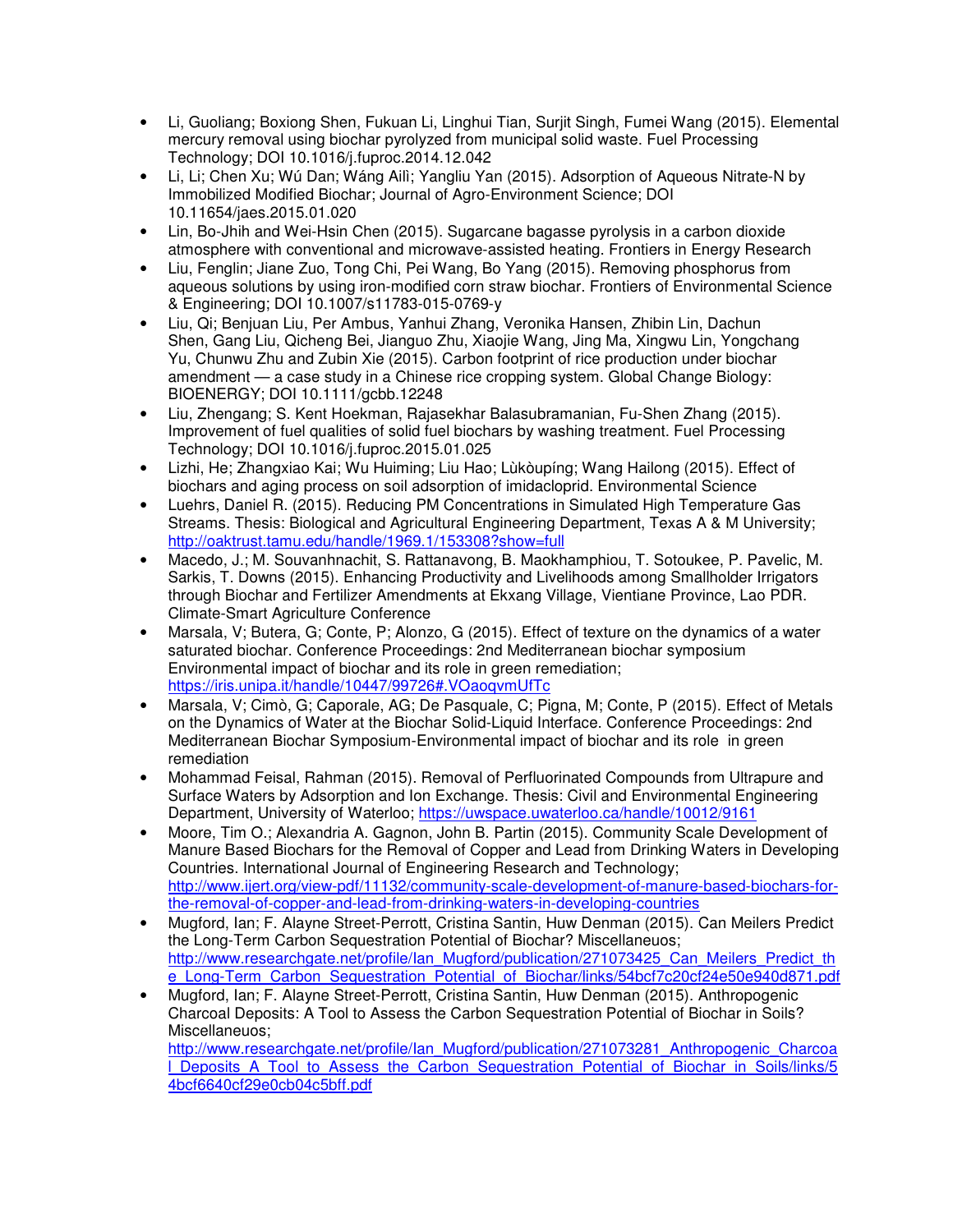- Li, Guoliang; Boxiong Shen, Fukuan Li, Linghui Tian, Surjit Singh, Fumei Wang (2015). Elemental mercury removal using biochar pyrolyzed from municipal solid waste. Fuel Processing Technology; DOI 10.1016/j.fuproc.2014.12.042
- Li, Li; Chen Xu; Wú Dan; Wáng Aili; Yangliu Yan (2015). Adsorption of Aqueous Nitrate-N by Immobilized Modified Biochar; Journal of Agro-Environment Science; DOI 10.11654/jaes.2015.01.020
- Lin, Bo-Jhih and Wei-Hsin Chen (2015). Sugarcane bagasse pyrolysis in a carbon dioxide atmosphere with conventional and microwave-assisted heating. Frontiers in Energy Research
- Liu, Fenglin; Jiane Zuo, Tong Chi, Pei Wang, Bo Yang (2015). Removing phosphorus from aqueous solutions by using iron-modified corn straw biochar. Frontiers of Environmental Science & Engineering; DOI 10.1007/s11783-015-0769-y
- Liu, Qi; Benjuan Liu, Per Ambus, Yanhui Zhang, Veronika Hansen, Zhibin Lin, Dachun Shen, Gang Liu, Qicheng Bei, Jianguo Zhu, Xiaojie Wang, Jing Ma, Xingwu Lin, Yongchang Yu, Chunwu Zhu and Zubin Xie (2015). Carbon footprint of rice production under biochar amendment — a case study in a Chinese rice cropping system. Global Change Biology: BIOENERGY; DOI 10.1111/gcbb.12248
- Liu, Zhengang; S. Kent Hoekman, Rajasekhar Balasubramanian, Fu-Shen Zhang (2015). Improvement of fuel qualities of solid fuel biochars by washing treatment. Fuel Processing Technology; DOI 10.1016/j.fuproc.2015.01.025
- Lizhi, He; Zhangxiao Kai; Wu Huiming; Liu Hao; Lùkòupíng; Wang Hailong (2015). Effect of biochars and aging process on soil adsorption of imidacloprid. Environmental Science
- Luehrs, Daniel R. (2015). Reducing PM Concentrations in Simulated High Temperature Gas Streams. Thesis: Biological and Agricultural Engineering Department, Texas A & M University; http://oaktrust.tamu.edu/handle/1969.1/153308?show=full
- Macedo, J.; M. Souvanhnachit, S. Rattanavong, B. Maokhamphiou, T. Sotoukee, P. Pavelic, M. Sarkis, T. Downs (2015). Enhancing Productivity and Livelihoods among Smallholder Irrigators through Biochar and Fertilizer Amendments at Ekxang Village, Vientiane Province, Lao PDR. Climate-Smart Agriculture Conference
- Marsala, V; Butera, G; Conte, P; Alonzo, G (2015). Effect of texture on the dynamics of a water saturated biochar. Conference Proceedings: 2nd Mediterranean biochar symposium Environmental impact of biochar and its role in green remediation; https://iris.unipa.it/handle/10447/99726#.VOaoqvmUfTc
- Marsala, V; Cimò, G; Caporale, AG; De Pasquale, C; Pigna, M; Conte, P (2015). Effect of Metals on the Dynamics of Water at the Biochar Solid-Liquid Interface. Conference Proceedings: 2nd Mediterranean Biochar Symposium-Environmental impact of biochar and its role in green remediation
- Mohammad Feisal, Rahman (2015). Removal of Perfluorinated Compounds from Ultrapure and Surface Waters by Adsorption and Ion Exchange. Thesis: Civil and Environmental Engineering Department, University of Waterloo; https://uwspace.uwaterloo.ca/handle/10012/9161
- Moore, Tim O.; Alexandria A. Gagnon, John B. Partin (2015). Community Scale Development of Manure Based Biochars for the Removal of Copper and Lead from Drinking Waters in Developing Countries. International Journal of Engineering Research and Technology; http://www.ijert.org/view-pdf/11132/community-scale-development-of-manure-based-biochars-for-the-removal-of-copper-and-lead-from-drinking-waters-in-developing-countries
- Mugford, Ian; F. Alayne Street-Perrott, Cristina Santin, Huw Denman (2015). Can Meilers Predict the Long-Term Carbon Sequestration Potential of Biochar? Miscellaneuos; http://www.researchgate.net/profile/Ian_Mugford/publication/271073425_Can_Meilers_Predict_the_Long-Term_Carbon_Sequestration_Potential_of_Biochar/links/54bcf7c20cf24e50e940d871.pdf
- Mugford, Ian; F. Alayne Street-Perrott, Cristina Santin, Huw Denman (2015). Anthropogenic Charcoal Deposits: A Tool to Assess the Carbon Sequestration Potential of Biochar in Soils? Miscellaneuos; http://www.researchgate.net/profile/Ian_Mugford/publication/271073281_Anthropogenic_Charcoal_Deposits_A_Tool_to_Assess_the_Carbon_Sequestration_Potential_of_Biochar_in_Soils/links/54bcf6640cf29e0cb04c5bff.pdf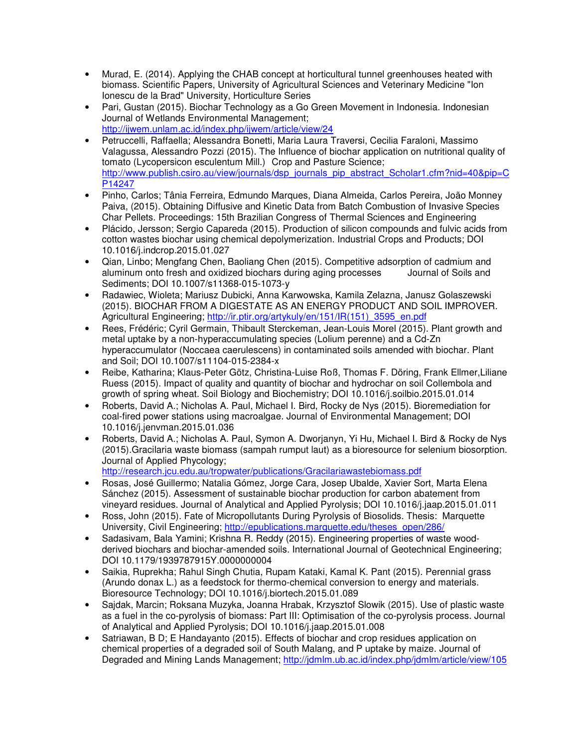- Murad, E. (2014). Applying the CHAB concept at horticultural tunnel greenhouses heated with biomass. Scientific Papers, University of Agricultural Sciences and Veterinary Medicine "Ion Ionescu de la Brad" University, Horticulture Series
- Pari, Gustan (2015). Biochar Technology as a Go Green Movement in Indonesia. Indonesian Journal of Wetlands Environmental Management; http://ijwem.unlam.ac.id/index.php/ijwem/article/view/24
- Petruccelli, Raffaella; Alessandra Bonetti, Maria Laura Traversi, Cecilia Faraloni, Massimo Valagussa, Alessandro Pozzi (2015). The Influence of biochar application on nutritional quality of tomato (Lycopersicon esculentum Mill.) Crop and Pasture Science; http://www.publish.csiro.au/view/journals/dsp_journals_pip_abstract_Scholar1.cfm?nid=40&pip=CP14247
- Pinho, Carlos; Tânia Ferreira, Edmundo Marques, Diana Almeida, Carlos Pereira, João Monney Paiva, (2015). Obtaining Diffusive and Kinetic Data from Batch Combustion of Invasive Species Char Pellets. Proceedings: 15th Brazilian Congress of Thermal Sciences and Engineering
- Plácido, Jersson; Sergio Capareda (2015). Production of silicon compounds and fulvic acids from cotton wastes biochar using chemical depolymerization. Industrial Crops and Products; DOI 10.1016/j.indcrop.2015.01.027
- Qian, Linbo; Mengfang Chen, Baoliang Chen (2015). Competitive adsorption of cadmium and aluminum onto fresh and oxidized biochars during aging processes Journal of Soils and Sediments; DOI 10.1007/s11368-015-1073-y
- Radawiec, Wioleta; Mariusz Dubicki, Anna Karwowska, Kamila Zelazna, Janusz Golaszewski (2015). BIOCHAR FROM A DIGESTATE AS AN ENERGY PRODUCT AND SOIL IMPROVER. Agricultural Engineering; http://ir.ptir.org/artykuly/en/151/IR(151)_3595_en.pdf
- Rees, Frédéric; Cyril Germain, Thibault Sterckeman, Jean-Louis Morel (2015). Plant growth and metal uptake by a non-hyperaccumulating species (Lolium perenne) and a Cd-Zn hyperaccumulator (Noccaea caerulescens) in contaminated soils amended with biochar. Plant and Soil; DOI 10.1007/s11104-015-2384-x
- Reibe, Katharina; Klaus-Peter Götz, Christina-Luise Roß, Thomas F. Döring, Frank Ellmer,Liliane Ruess (2015). Impact of quality and quantity of biochar and hydrochar on soil Collembola and growth of spring wheat. Soil Biology and Biochemistry; DOI 10.1016/j.soilbio.2015.01.014
- Roberts, David A.; Nicholas A. Paul, Michael I. Bird, Rocky de Nys (2015). Bioremediation for coal-fired power stations using macroalgae. Journal of Environmental Management; DOI 10.1016/j.jenvman.2015.01.036
- Roberts, David A.; Nicholas A. Paul, Symon A. Dworjanyn, Yi Hu, Michael I. Bird & Rocky de Nys (2015).Gracilaria waste biomass (sampah rumput laut) as a bioresource for selenium biosorption. Journal of Applied Phycology; http://research.jcu.edu.au/tropwater/publications/Gracilariawastebiomass.pdf
- Rosas, José Guillermo; Natalia Gómez, Jorge Cara, Josep Ubalde, Xavier Sort, Marta Elena Sánchez (2015). Assessment of sustainable biochar production for carbon abatement from vineyard residues. Journal of Analytical and Applied Pyrolysis; DOI 10.1016/j.jaap.2015.01.011
- Ross, John (2015). Fate of Micropollutants During Pyrolysis of Biosolids. Thesis: Marquette University, Civil Engineering; http://epublications.marquette.edu/theses_open/286/
- Sadasivam, Bala Yamini; Krishna R. Reddy (2015). Engineering properties of waste wood-derived biochars and biochar-amended soils. International Journal of Geotechnical Engineering; DOI 10.1179/1939787915Y.0000000004
- Saikia, Ruprekha; Rahul Singh Chutia, Rupam Kataki, Kamal K. Pant (2015). Perennial grass (Arundo donax L.) as a feedstock for thermo-chemical conversion to energy and materials. Bioresource Technology; DOI 10.1016/j.biortech.2015.01.089
- Sajdak, Marcin; Roksana Muzyka, Joanna Hrabak, Krzysztof Slowik (2015). Use of plastic waste as a fuel in the co-pyrolysis of biomass: Part III: Optimisation of the co-pyrolysis process. Journal of Analytical and Applied Pyrolysis; DOI 10.1016/j.jaap.2015.01.008
- Satriawan, B D; E Handayanto (2015). Effects of biochar and crop residues application on chemical properties of a degraded soil of South Malang, and P uptake by maize. Journal of Degraded and Mining Lands Management; http://jdmlm.ub.ac.id/index.php/jdmlm/article/view/105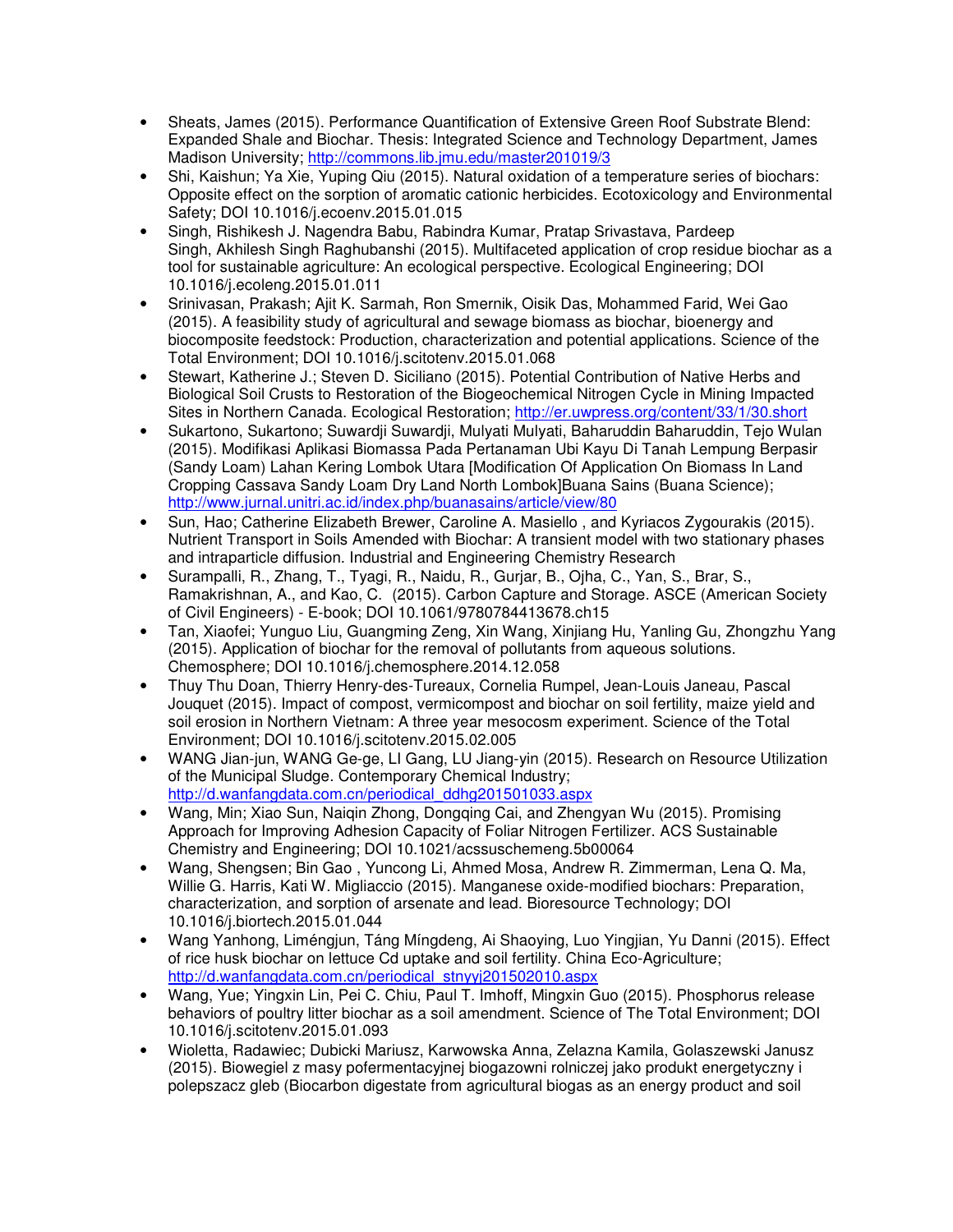- Sheats, James (2015). Performance Quantification of Extensive Green Roof Substrate Blend: Expanded Shale and Biochar. Thesis: Integrated Science and Technology Department, James Madison University; http://commons.lib.jmu.edu/master201019/3
- Shi, Kaishun; Ya Xie, Yuping Qiu (2015). Natural oxidation of a temperature series of biochars: Opposite effect on the sorption of aromatic cationic herbicides. Ecotoxicology and Environmental Safety; DOI 10.1016/j.ecoenv.2015.01.015
- Singh, Rishikesh J. Nagendra Babu, Rabindra Kumar, Pratap Srivastava, Pardeep Singh, Akhilesh Singh Raghubanshi (2015). Multifaceted application of crop residue biochar as a tool for sustainable agriculture: An ecological perspective. Ecological Engineering; DOI 10.1016/j.ecoleng.2015.01.011
- Srinivasan, Prakash; Ajit K. Sarmah, Ron Smernik, Oisik Das, Mohammed Farid, Wei Gao (2015). A feasibility study of agricultural and sewage biomass as biochar, bioenergy and biocomposite feedstock: Production, characterization and potential applications. Science of the Total Environment; DOI 10.1016/j.scitotenv.2015.01.068
- Stewart, Katherine J.; Steven D. Siciliano (2015). Potential Contribution of Native Herbs and Biological Soil Crusts to Restoration of the Biogeochemical Nitrogen Cycle in Mining Impacted Sites in Northern Canada. Ecological Restoration; http://er.uwpress.org/content/33/1/30.short
- Sukartono, Sukartono; Suwardji Suwardji, Mulyati Mulyati, Baharuddin Baharuddin, Tejo Wulan (2015). Modifikasi Aplikasi Biomassa Pada Pertanaman Ubi Kayu Di Tanah Lempung Berpasir (Sandy Loam) Lahan Kering Lombok Utara [Modification Of Application On Biomass In Land Cropping Cassava Sandy Loam Dry Land North Lombok]Buana Sains (Buana Science); http://www.jurnal.unitri.ac.id/index.php/buanasains/article/view/80
- Sun, Hao; Catherine Elizabeth Brewer, Caroline A. Masiello , and Kyriacos Zygourakis (2015). Nutrient Transport in Soils Amended with Biochar: A transient model with two stationary phases and intraparticle diffusion. Industrial and Engineering Chemistry Research
- Surampalli, R., Zhang, T., Tyagi, R., Naidu, R., Gurjar, B., Ojha, C., Yan, S., Brar, S., Ramakrishnan, A., and Kao, C. (2015). Carbon Capture and Storage. ASCE (American Society of Civil Engineers) - E-book; DOI 10.1061/9780784413678.ch15
- Tan, Xiaofei; Yunguo Liu, Guangming Zeng, Xin Wang, Xinjiang Hu, Yanling Gu, Zhongzhu Yang (2015). Application of biochar for the removal of pollutants from aqueous solutions. Chemosphere; DOI 10.1016/j.chemosphere.2014.12.058
- Thuy Thu Doan, Thierry Henry-des-Tureaux, Cornelia Rumpel, Jean-Louis Janeau, Pascal Jouquet (2015). Impact of compost, vermicompost and biochar on soil fertility, maize yield and soil erosion in Northern Vietnam: A three year mesocosm experiment. Science of the Total Environment; DOI 10.1016/j.scitotenv.2015.02.005
- WANG Jian-jun, WANG Ge-ge, LI Gang, LU Jiang-yin (2015). Research on Resource Utilization of the Municipal Sludge. Contemporary Chemical Industry; http://d.wanfangdata.com.cn/periodical_ddhg201501033.aspx
- Wang, Min; Xiao Sun, Naiqin Zhong, Dongqing Cai, and Zhengyan Wu (2015). Promising Approach for Improving Adhesion Capacity of Foliar Nitrogen Fertilizer. ACS Sustainable Chemistry and Engineering; DOI 10.1021/acssuschemeng.5b00064
- Wang, Shengsen; Bin Gao , Yuncong Li, Ahmed Mosa, Andrew R. Zimmerman, Lena Q. Ma, Willie G. Harris, Kati W. Migliaccio (2015). Manganese oxide-modified biochars: Preparation, characterization, and sorption of arsenate and lead. Bioresource Technology; DOI 10.1016/j.biortech.2015.01.044
- Wang Yanhong, Liméngjun, Táng Míngdeng, Ai Shaoying, Luo Yingjian, Yu Danni (2015). Effect of rice husk biochar on lettuce Cd uptake and soil fertility. China Eco-Agriculture; http://d.wanfangdata.com.cn/periodical_stnyyj201502010.aspx
- Wang, Yue; Yingxin Lin, Pei C. Chiu, Paul T. Imhoff, Mingxin Guo (2015). Phosphorus release behaviors of poultry litter biochar as a soil amendment. Science of The Total Environment; DOI 10.1016/j.scitotenv.2015.01.093
- Wioletta, Radawiec; Dubicki Mariusz, Karwowska Anna, Zelazna Kamila, Golaszewski Janusz (2015). Biowegiel z masy pofermentacyjnej biogazowni rolniczej jako produkt energetyczny i polepszacz gleb (Biocarbon digestate from agricultural biogas as an energy product and soil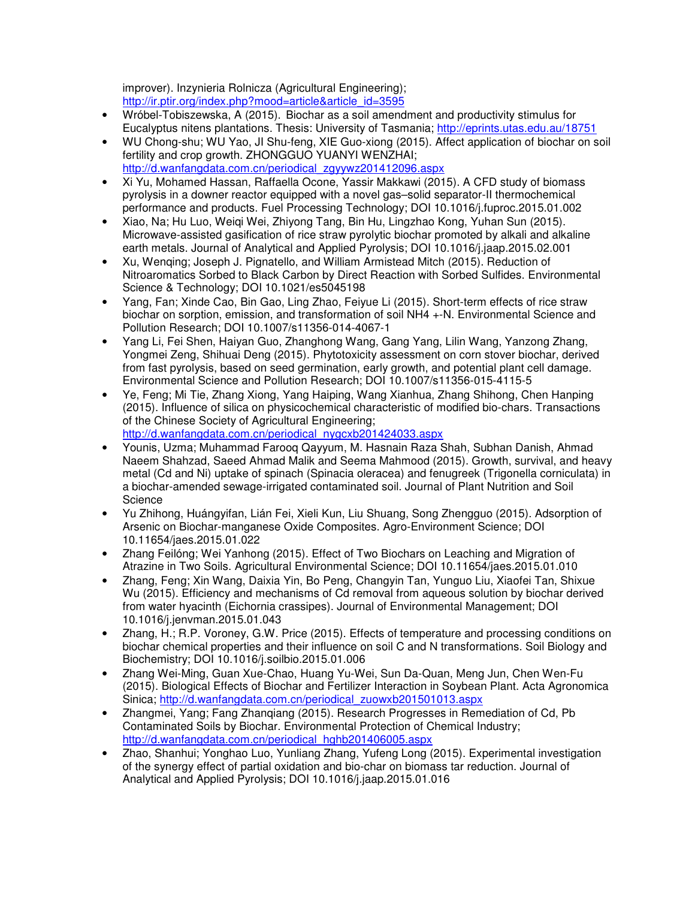improver). Inzynieria Rolnicza (Agricultural Engineering); http://ir.ptir.org/index.php?mood=article&article_id=3595

- Wróbel-Tobiszewska, A (2015). Biochar as a soil amendment and productivity stimulus for Eucalyptus nitens plantations. Thesis: University of Tasmania; http://eprints.utas.edu.au/18751
- WU Chong-shu; WU Yao, JI Shu-feng, XIE Guo-xiong (2015). Affect application of biochar on soil fertility and crop growth. ZHONGGUO YUANYI WENZHAI; http://d.wanfangdata.com.cn/periodical_zgyywz201412096.aspx
- Xi Yu, Mohamed Hassan, Raffaella Ocone, Yassir Makkawi (2015). A CFD study of biomass pyrolysis in a downer reactor equipped with a novel gas–solid separator-II thermochemical performance and products. Fuel Processing Technology; DOI 10.1016/j.fuproc.2015.01.002
- Xiao, Na; Hu Luo, Weiqi Wei, Zhiyong Tang, Bin Hu, Lingzhao Kong, Yuhan Sun (2015). Microwave-assisted gasification of rice straw pyrolytic biochar promoted by alkali and alkaline earth metals. Journal of Analytical and Applied Pyrolysis; DOI 10.1016/j.jaap.2015.02.001
- Xu, Wenqing; Joseph J. Pignatello, and William Armistead Mitch (2015). Reduction of Nitroaromatics Sorbed to Black Carbon by Direct Reaction with Sorbed Sulfides. Environmental Science & Technology; DOI 10.1021/es5045198
- Yang, Fan; Xinde Cao, Bin Gao, Ling Zhao, Feiyue Li (2015). Short-term effects of rice straw biochar on sorption, emission, and transformation of soil $NH_4^+$-N. Environmental Science and Pollution Research; DOI 10.1007/s11356-014-4067-1
- Yang Li, Fei Shen, Haiyan Guo, Zhanghong Wang, Gang Yang, Lilin Wang, Yanzong Zhang, Yongmei Zeng, Shihuai Deng (2015). Phytotoxicity assessment on corn stover biochar, derived from fast pyrolysis, based on seed germination, early growth, and potential plant cell damage. Environmental Science and Pollution Research; DOI 10.1007/s11356-015-4115-5
- Ye, Feng; Mi Tie, Zhang Xiong, Yang Haiping, Wang Xianhua, Zhang Shihong, Chen Hanping (2015). Influence of silica on physicochemical characteristic of modified bio-chars. Transactions of the Chinese Society of Agricultural Engineering; http://d.wanfangdata.com.cn/periodical_nygcxb201424033.aspx
- Younis, Uzma; Muhammad Farooq Qayyum, M. Hasnain Raza Shah, Subhan Danish, Ahmad Naeem Shahzad, Saeed Ahmad Malik and Seema Mahmood (2015). Growth, survival, and heavy metal (Cd and Ni) uptake of spinach (Spinacia oleracea) and fenugreek (Trigonella corniculata) in a biochar-amended sewage-irrigated contaminated soil. Journal of Plant Nutrition and Soil Science
- Yu Zhihong, Huángyifan, Lián Fei, Xieli Kun, Liu Shuang, Song Zhengguo (2015). Adsorption of Arsenic on Biochar-manganese Oxide Composites. Agro-Environment Science; DOI 10.11654/jaes.2015.01.022
- Zhang Feilóng; Wei Yanhong (2015). Effect of Two Biochars on Leaching and Migration of Atrazine in Two Soils. Agricultural Environmental Science; DOI 10.11654/jaes.2015.01.010
- Zhang, Feng; Xin Wang, Daixia Yin, Bo Peng, Changyin Tan, Yunguo Liu, Xiaofei Tan, Shixue Wu (2015). Efficiency and mechanisms of Cd removal from aqueous solution by biochar derived from water hyacinth (Eichornia crassipes). Journal of Environmental Management; DOI 10.1016/j.jenvman.2015.01.043
- Zhang, H.; R.P. Voroney, G.W. Price (2015). Effects of temperature and processing conditions on biochar chemical properties and their influence on soil C and N transformations. Soil Biology and Biochemistry; DOI 10.1016/j.soilbio.2015.01.006
- Zhang Wei-Ming, Guan Xue-Chao, Huang Yu-Wei, Sun Da-Quan, Meng Jun, Chen Wen-Fu (2015). Biological Effects of Biochar and Fertilizer Interaction in Soybean Plant. Acta Agronomica Sinica; http://d.wanfangdata.com.cn/periodical_zuowxb201501013.aspx
- Zhangmei, Yang; Fang Zhanqiang (2015). Research Progresses in Remediation of Cd, Pb Contaminated Soils by Biochar. Environmental Protection of Chemical Industry; http://d.wanfangdata.com.cn/periodical_hghb201406005.aspx
- Zhao, Shanhui; Yonghao Luo, Yunliang Zhang, Yufeng Long (2015). Experimental investigation of the synergy effect of partial oxidation and bio-char on biomass tar reduction. Journal of Analytical and Applied Pyrolysis; DOI 10.1016/j.jaap.2015.01.016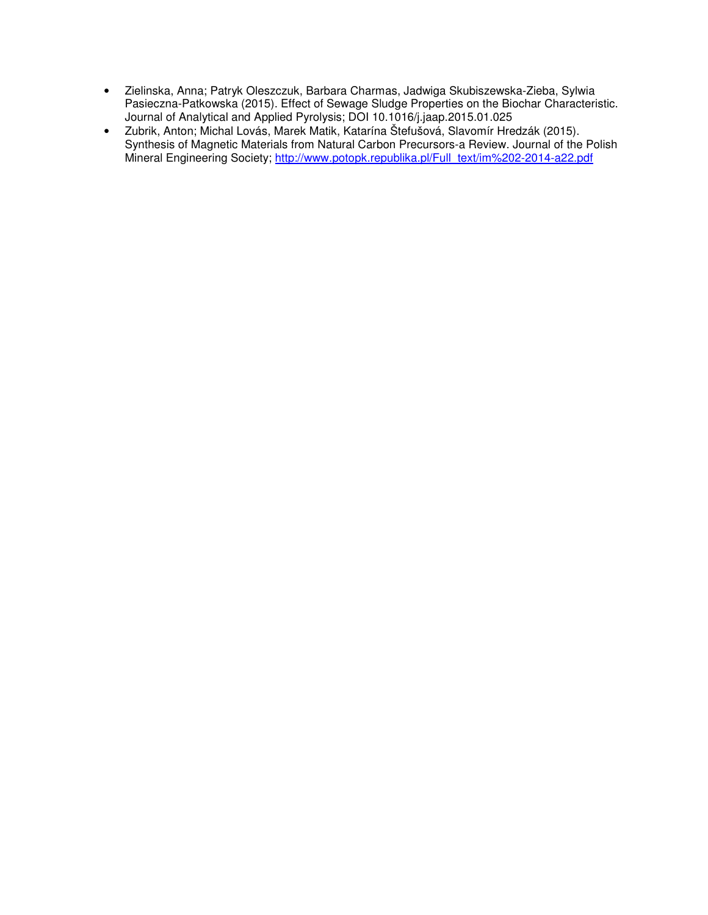- Zielinska, Anna; Patryk Oleszczuk, Barbara Charmas, Jadwiga Skubiszewska-Zieba, Sylwia Pasieczna-Patkowska (2015). Effect of Sewage Sludge Properties on the Biochar Characteristic. Journal of Analytical and Applied Pyrolysis; DOI 10.1016/j.jaap.2015.01.025
- Zubrik, Anton; Michal Lovás, Marek Matik, Katarína Štefušová, Slavomír Hredzák (2015). Synthesis of Magnetic Materials from Natural Carbon Precursors-a Review. Journal of the Polish Mineral Engineering Society; http://www.potopk.republika.pl/Full_text/im%202-2014-a22.pdf